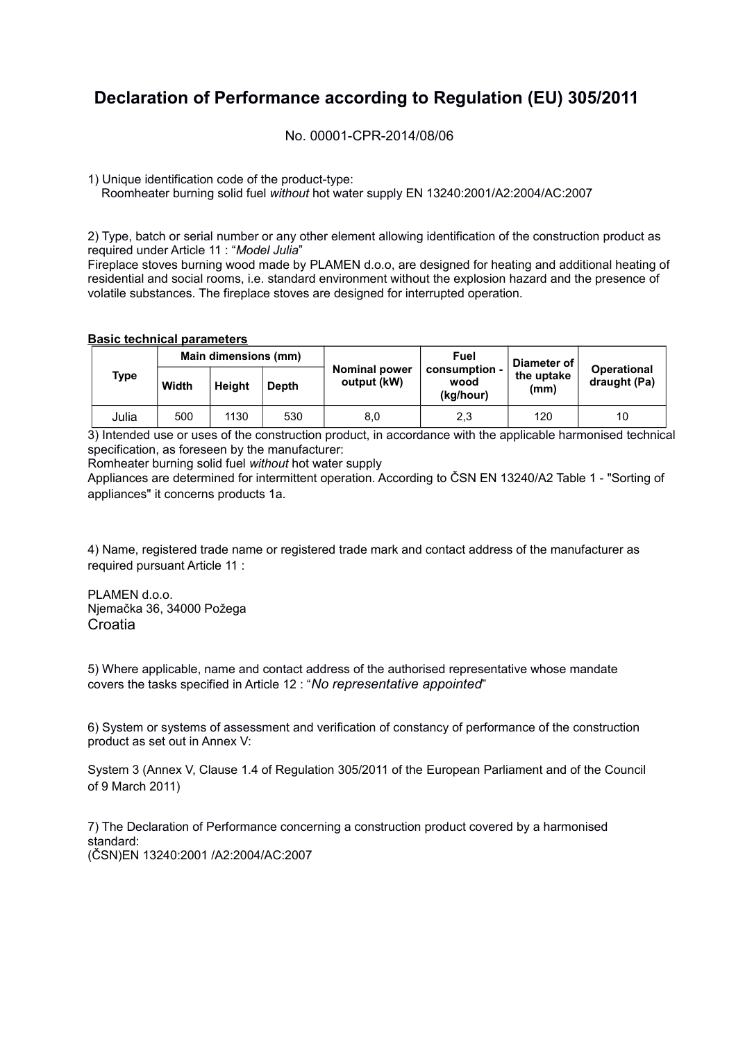# Declaration of Performance according to Regulation (EU) 305/2011

No. 00001-CPR-2014/08/06

1) Unique identification code of the product-type:
Roomheater burning solid fuel *without* hot water supply EN 13240:2001/A2:2004/AC:2007

2) Type, batch or serial number or any other element allowing identification of the construction product as required under Article 11 : "*Model Julia*"
Fireplace stoves burning wood made by PLAMEN d.o.o, are designed for heating and additional heating of residential and social rooms, i.e. standard environment without the explosion hazard and the presence of volatile substances. The fireplace stoves are designed for interrupted operation.

**Basic technical parameters**

| Type | Main dimensions (mm) | | | Nominal power output (kW) | Fuel consumption - wood (kg/hour) | Diameter of the uptake (mm) | Operational draught (Pa) |
|---|---|---|---|---|---|---|---|
| | Width | Height | Depth | | | | |
| Julia | 500 | 1130 | 530 | 8,0 | 2,3 | 120 | 10 |

3) Intended use or uses of the construction product, in accordance with the applicable harmonised technical specification, as foreseen by the manufacturer:
Romheater burning solid fuel *without* hot water supply
Appliances are determined for intermittent operation. According to ČSN EN 13240/A2 Table 1 - "Sorting of appliances" it concerns products 1a.

4) Name, registered trade name or registered trade mark and contact address of the manufacturer as required pursuant Article 11 :

PLAMEN d.o.o.
Njemačka 36, 34000 Požega
Croatia

5) Where applicable, name and contact address of the authorised representative whose mandate covers the tasks specified in Article 12 : "*No representative appointed*"

6) System or systems of assessment and verification of constancy of performance of the construction product as set out in Annex V:

System 3 (Annex V, Clause 1.4 of Regulation 305/2011 of the European Parliament and of the Council of 9 March 2011)

7) The Declaration of Performance concerning a construction product covered by a harmonised standard:
(ČSN)EN 13240:2001 /A2:2004/AC:2007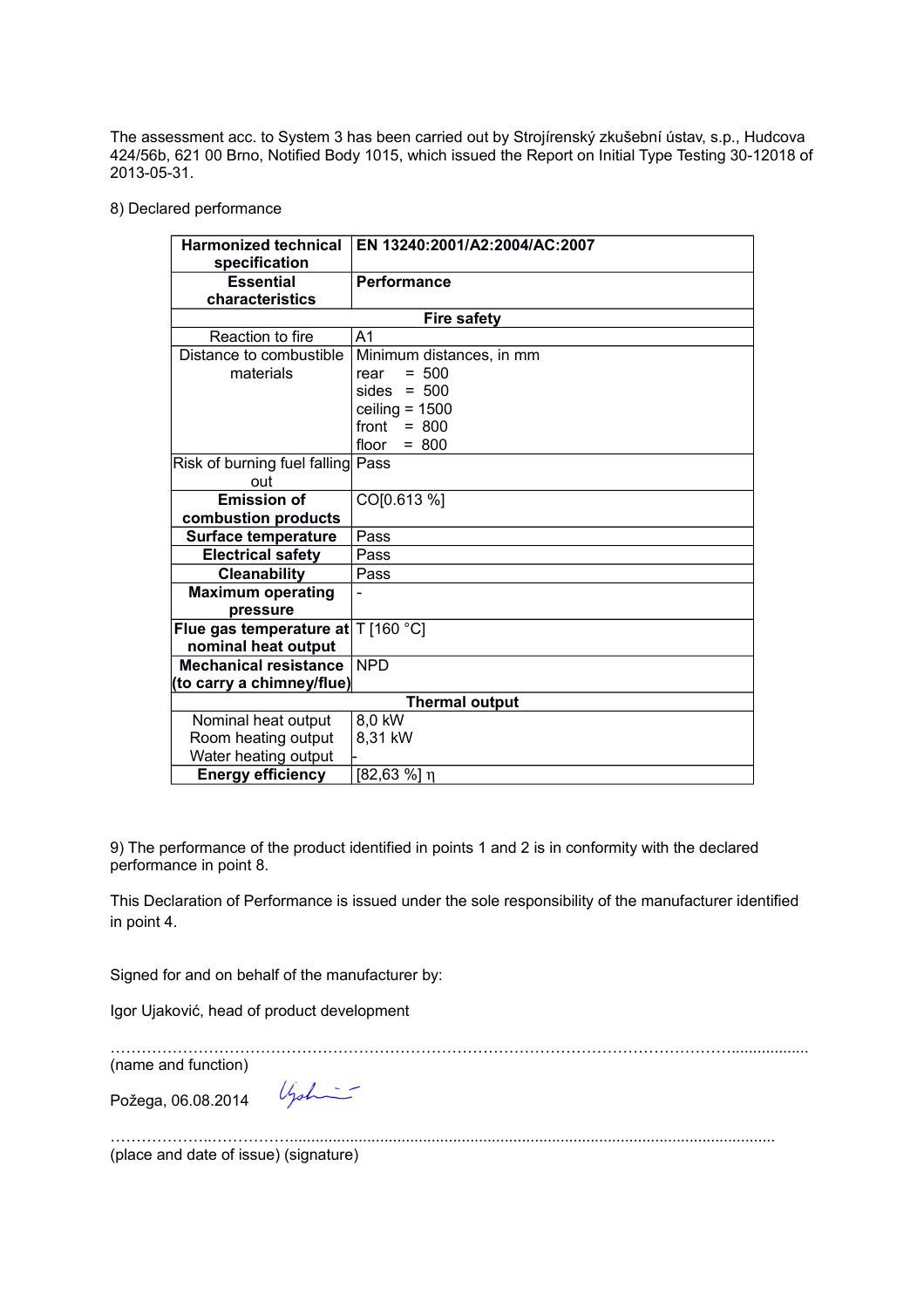The assessment acc. to System 3 has been carried out by Strojírenský zkušební ústav, s.p., Hudcova 424/56b, 621 00 Brno, Notified Body 1015, which issued the Report on Initial Type Testing 30-12018 of 2013-05-31.

8) Declared performance

| **Harmonized technical specification** | **EN 13240:2001/A2:2004/AC:2007** |
|---|---|
| **Essential characteristics** | **Performance** |
| **Fire safety** | |
| Reaction to fire | A1 |
| Distance to combustible materials | Minimum distances, in mm<br>rear = 500<br>sides = 500<br>ceiling = 1500<br>front = 800<br>floor = 800 |
| Risk of burning fuel falling out | Pass |
| **Emission of combustion products** | CO[0.613 %] |
| **Surface temperature** | Pass |
| **Electrical safety** | Pass |
| **Cleanability** | Pass |
| **Maximum operating pressure** | - |
| **Flue gas temperature at nominal heat output** | T [160 °C] |
| **Mechanical resistance (to carry a chimney/flue)** | NPD |
| **Thermal output** | |
| Nominal heat output<br>Room heating output<br>Water heating output | 8,0 kW<br>8,31 kW<br>- |
| **Energy efficiency** | [82,63 %] η |

9) The performance of the product identified in points 1 and 2 is in conformity with the declared performance in point 8.

This Declaration of Performance is issued under the sole responsibility of the manufacturer identified in point 4.

Signed for and on behalf of the manufacturer by:

Igor Ujaković, head of product development

……………………………………………………………………………………………………..................
(name and function)

Požega, 06.08.2014

………………..……………...........................................................................................................
(place and date of issue) (signature)